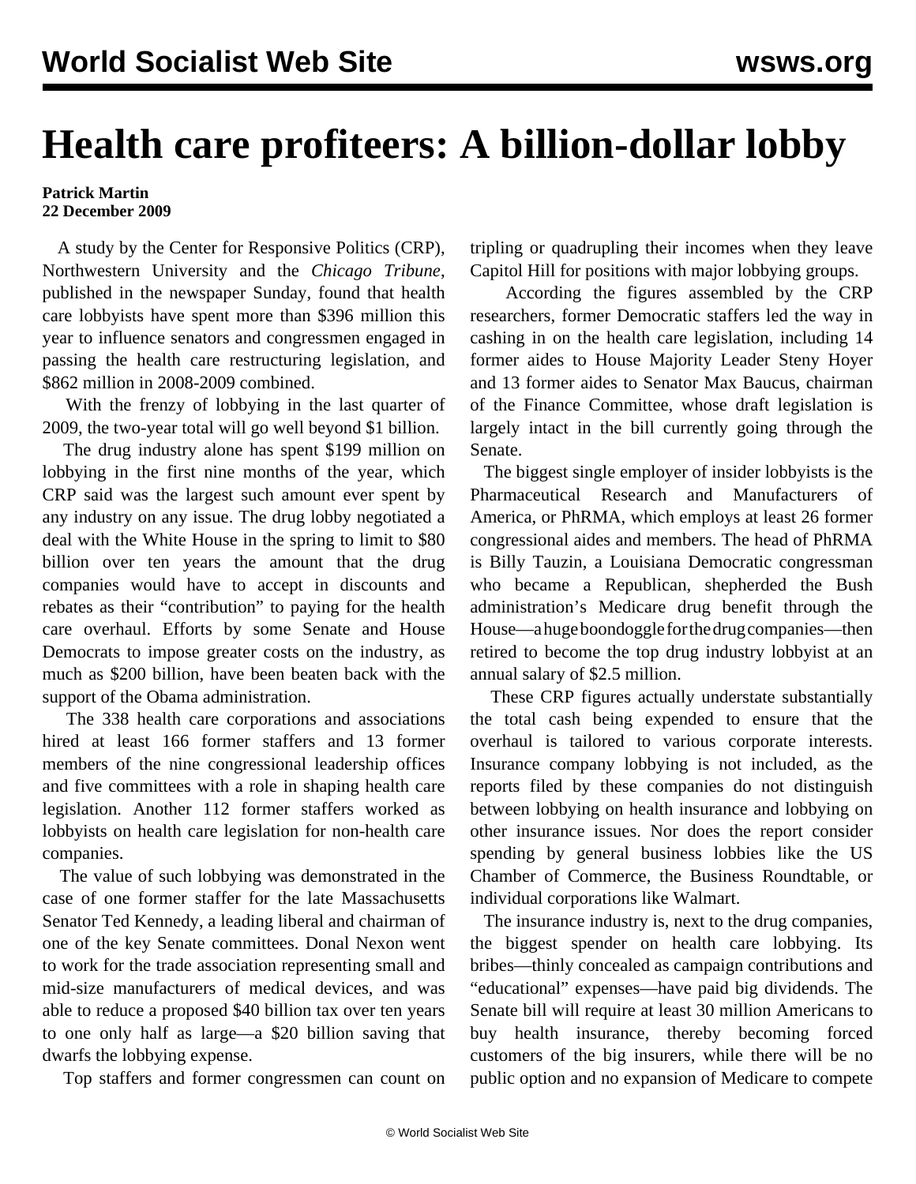# Health care profiteers: A billion-dollar lobby

**Patrick Martin**
**22 December 2009**

A study by the Center for Responsive Politics (CRP), Northwestern University and the *Chicago Tribune*, published in the newspaper Sunday, found that health care lobbyists have spent more than $396 million this year to influence senators and congressmen engaged in passing the health care restructuring legislation, and $862 million in 2008-2009 combined.

With the frenzy of lobbying in the last quarter of 2009, the two-year total will go well beyond $1 billion.

The drug industry alone has spent $199 million on lobbying in the first nine months of the year, which CRP said was the largest such amount ever spent by any industry on any issue. The drug lobby negotiated a deal with the White House in the spring to limit to $80 billion over ten years the amount that the drug companies would have to accept in discounts and rebates as their "contribution" to paying for the health care overhaul. Efforts by some Senate and House Democrats to impose greater costs on the industry, as much as $200 billion, have been beaten back with the support of the Obama administration.

The 338 health care corporations and associations hired at least 166 former staffers and 13 former members of the nine congressional leadership offices and five committees with a role in shaping health care legislation. Another 112 former staffers worked as lobbyists on health care legislation for non-health care companies.

The value of such lobbying was demonstrated in the case of one former staffer for the late Massachusetts Senator Ted Kennedy, a leading liberal and chairman of one of the key Senate committees. Donal Nexon went to work for the trade association representing small and mid-size manufacturers of medical devices, and was able to reduce a proposed $40 billion tax over ten years to one only half as large—a $20 billion saving that dwarfs the lobbying expense.

Top staffers and former congressmen can count on tripling or quadrupling their incomes when they leave Capitol Hill for positions with major lobbying groups.

According the figures assembled by the CRP researchers, former Democratic staffers led the way in cashing in on the health care legislation, including 14 former aides to House Majority Leader Steny Hoyer and 13 former aides to Senator Max Baucus, chairman of the Finance Committee, whose draft legislation is largely intact in the bill currently going through the Senate.

The biggest single employer of insider lobbyists is the Pharmaceutical Research and Manufacturers of America, or PhRMA, which employs at least 26 former congressional aides and members. The head of PhRMA is Billy Tauzin, a Louisiana Democratic congressman who became a Republican, shepherded the Bush administration's Medicare drug benefit through the House—a huge boondoggle for the drug companies—then retired to become the top drug industry lobbyist at an annual salary of $2.5 million.

These CRP figures actually understate substantially the total cash being expended to ensure that the overhaul is tailored to various corporate interests. Insurance company lobbying is not included, as the reports filed by these companies do not distinguish between lobbying on health insurance and lobbying on other insurance issues. Nor does the report consider spending by general business lobbies like the US Chamber of Commerce, the Business Roundtable, or individual corporations like Walmart.

The insurance industry is, next to the drug companies, the biggest spender on health care lobbying. Its bribes—thinly concealed as campaign contributions and "educational" expenses—have paid big dividends. The Senate bill will require at least 30 million Americans to buy health insurance, thereby becoming forced customers of the big insurers, while there will be no public option and no expansion of Medicare to compete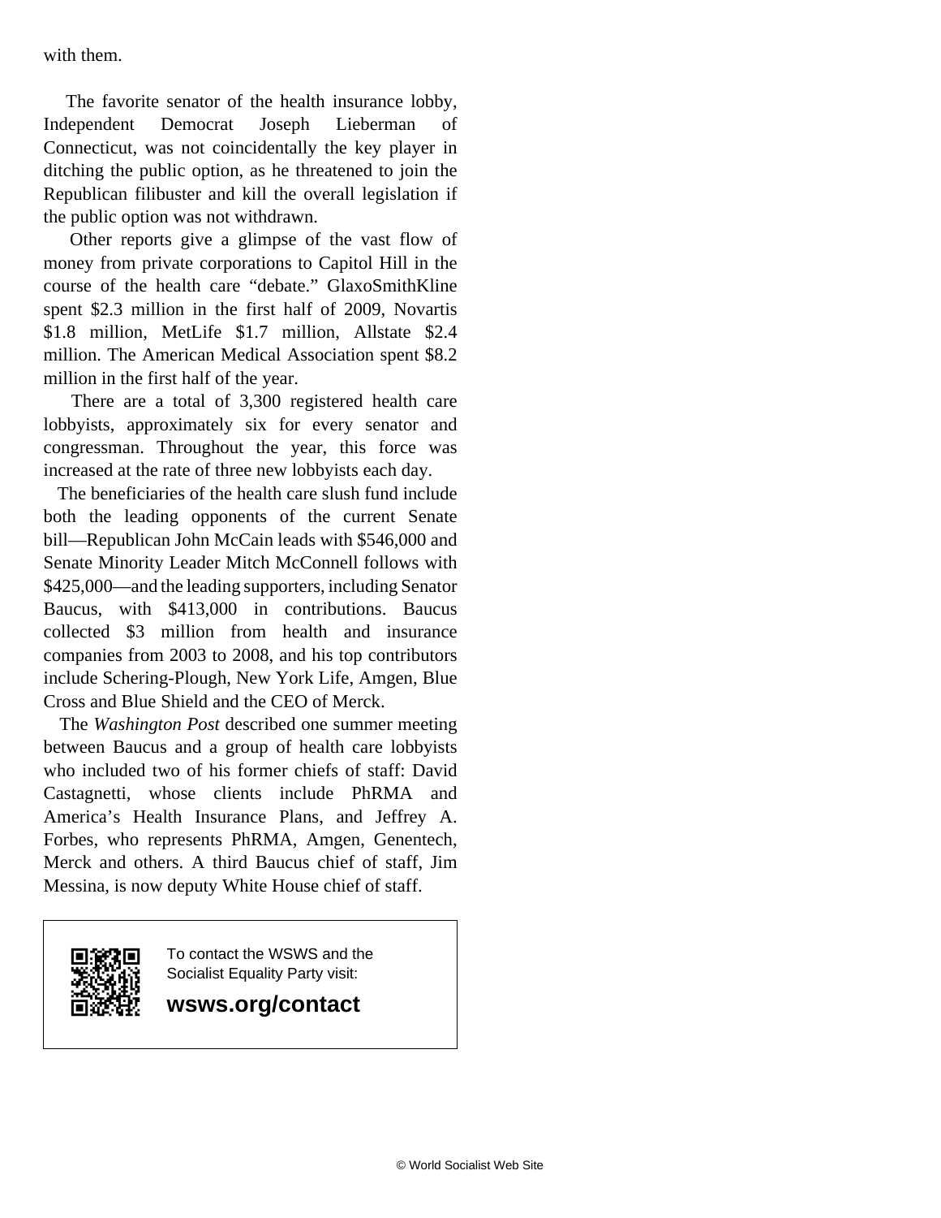with them.

The favorite senator of the health insurance lobby, Independent Democrat Joseph Lieberman of Connecticut, was not coincidentally the key player in ditching the public option, as he threatened to join the Republican filibuster and kill the overall legislation if the public option was not withdrawn.

Other reports give a glimpse of the vast flow of money from private corporations to Capitol Hill in the course of the health care "debate." GlaxoSmithKline spent $2.3 million in the first half of 2009, Novartis $1.8 million, MetLife $1.7 million, Allstate $2.4 million. The American Medical Association spent $8.2 million in the first half of the year.

There are a total of 3,300 registered health care lobbyists, approximately six for every senator and congressman. Throughout the year, this force was increased at the rate of three new lobbyists each day.

The beneficiaries of the health care slush fund include both the leading opponents of the current Senate bill—Republican John McCain leads with $546,000 and Senate Minority Leader Mitch McConnell follows with $425,000—and the leading supporters, including Senator Baucus, with $413,000 in contributions. Baucus collected $3 million from health and insurance companies from 2003 to 2008, and his top contributors include Schering-Plough, New York Life, Amgen, Blue Cross and Blue Shield and the CEO of Merck.

The *Washington Post* described one summer meeting between Baucus and a group of health care lobbyists who included two of his former chiefs of staff: David Castagnetti, whose clients include PhRMA and America's Health Insurance Plans, and Jeffrey A. Forbes, who represents PhRMA, Amgen, Genentech, Merck and others. A third Baucus chief of staff, Jim Messina, is now deputy White House chief of staff.

To contact the WSWS and the Socialist Equality Party visit:

**wsws.org/contact**